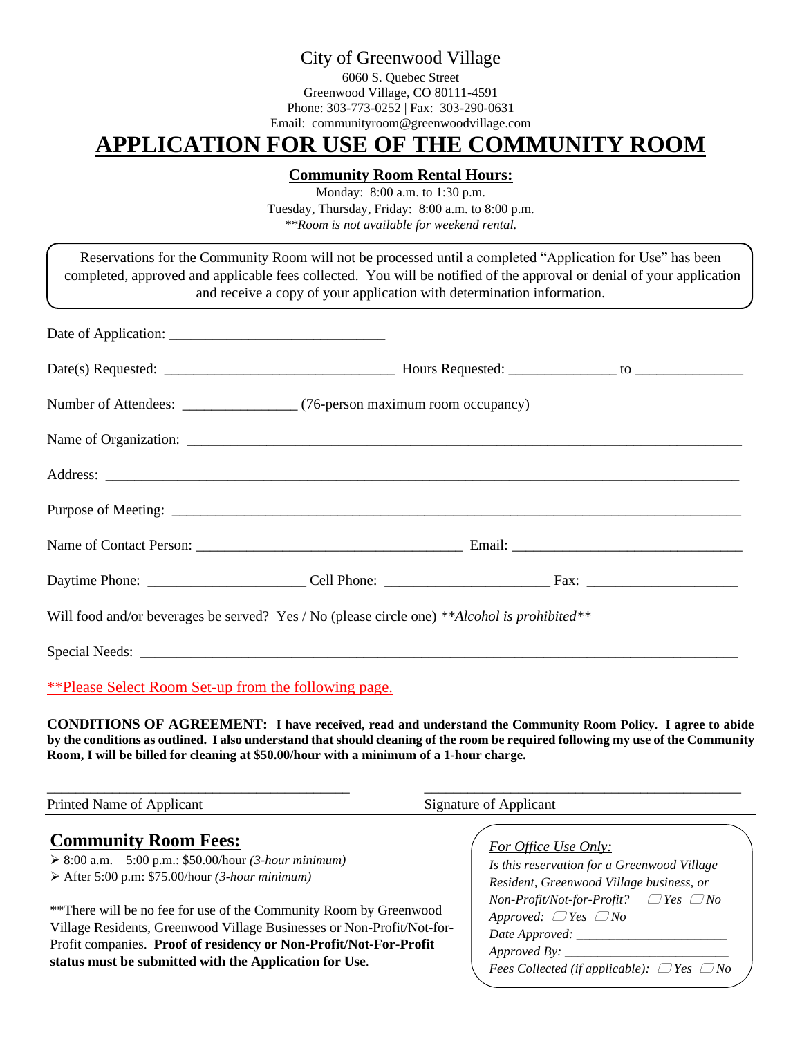City of Greenwood Village

6060 S. Quebec Street
Greenwood Village, CO 80111-4591
Phone: 303-773-0252 | Fax: 303-290-0631
Email: communityroom@greenwoodvillage.com

# APPLICATION FOR USE OF THE COMMUNITY ROOM

**Community Room Rental Hours:**

Monday: 8:00 a.m. to 1:30 p.m.
Tuesday, Thursday, Friday: 8:00 a.m. to 8:00 p.m.
*\*\*Room is not available for weekend rental.*

Reservations for the Community Room will not be processed until a completed "Application for Use" has been completed, approved and applicable fees collected. You will be notified of the approval or denial of your application and receive a copy of your application with determination information.

Date of Application: ______________________________

Date(s) Requested: ________________________________ Hours Requested: _______________ to _______________

Number of Attendees: ________________ (76-person maximum room occupancy)

Name of Organization: ______________________________________________________________________________

Address: ______________________________________________________________________________

Purpose of Meeting: ______________________________________________________________________________

Name of Contact Person: ______________________________________ Email: ________________________________

Daytime Phone: ______________________ Cell Phone: _______________________ Fax: _____________________

Will food and/or beverages be served? Yes / No (please circle one) *\*\*Alcohol is prohibited\*\**

Special Needs: ______________________________________________________________________________

\*\*Please Select Room Set-up from the following page.

**CONDITIONS OF AGREEMENT: I have received, read and understand the Community Room Policy. I agree to abide by the conditions as outlined. I also understand that should cleaning of the room be required following my use of the Community Room, I will be billed for cleaning at $50.00/hour with a minimum of a 1-hour charge.**

___________________________________________ ___________________________________________

Printed Name of Applicant Signature of Applicant

## Community Room Fees:

- 8:00 a.m. – 5:00 p.m.: $50.00/hour *(3-hour minimum)*
- After 5:00 p.m: $75.00/hour *(3-hour minimum)*

\*\*There will be no fee for use of the Community Room by Greenwood Village Residents, Greenwood Village Businesses or Non-Profit/Not-for-Profit companies. **Proof of residency or Non-Profit/Not-For-Profit status must be submitted with the Application for Use**.

*For Office Use Only:*
*Is this reservation for a Greenwood Village Resident, Greenwood Village business, or Non-Profit/Not-for-Profit?* ☐ *Yes* ☐ *No*
*Approved:* ☐ *Yes* ☐ *No*
*Date Approved:* ______________________
*Approved By:* ________________________
*Fees Collected (if applicable):* ☐ *Yes* ☐ *No*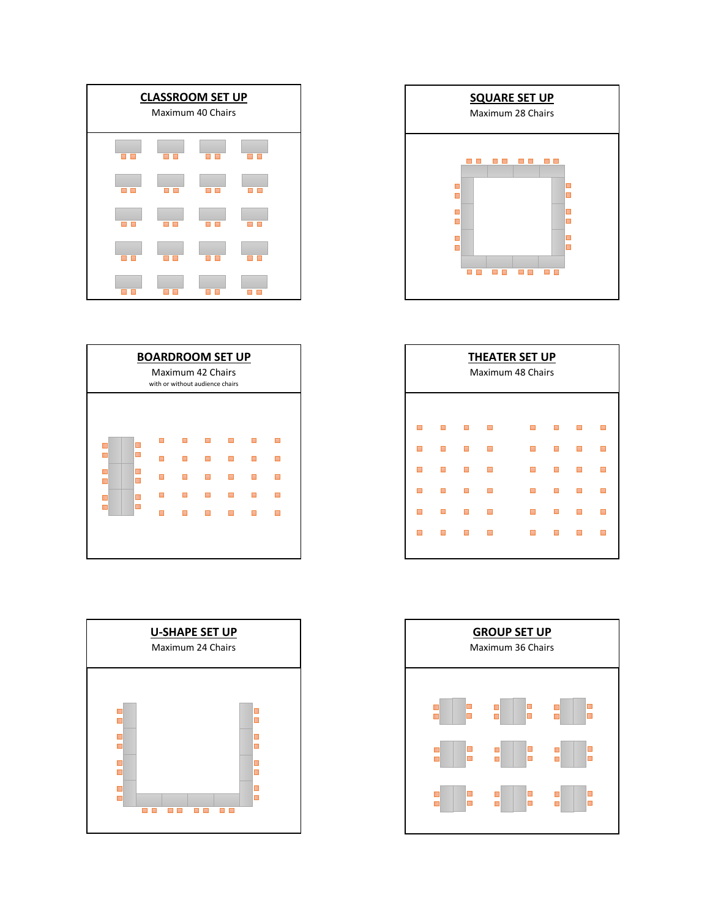## CLASSROOM SET UP

Maximum 40 Chairs

## SQUARE SET UP

Maximum 28 Chairs

## BOARDROOM SET UP

Maximum 42 Chairs

with or without audience chairs

## THEATER SET UP

Maximum 48 Chairs

## U-SHAPE SET UP

Maximum 24 Chairs

## GROUP SET UP

Maximum 36 Chairs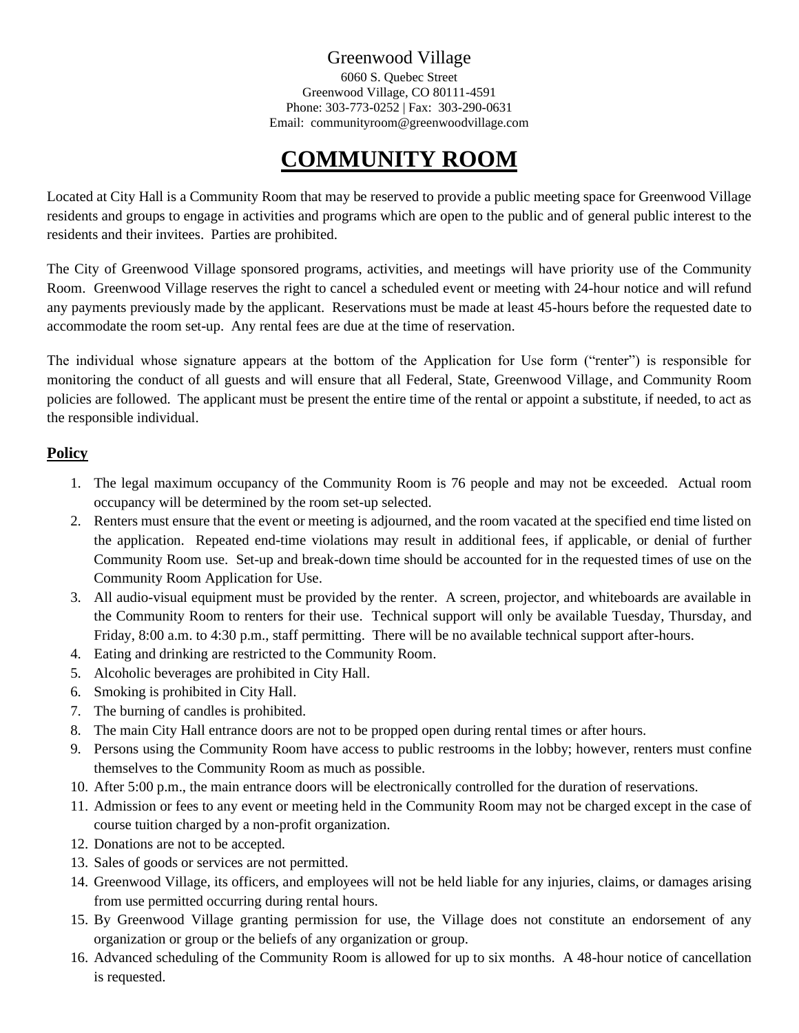Greenwood Village

6060 S. Quebec Street
Greenwood Village, CO 80111-4591
Phone: 303-773-0252 | Fax: 303-290-0631
Email: communityroom@greenwoodvillage.com

# COMMUNITY ROOM

Located at City Hall is a Community Room that may be reserved to provide a public meeting space for Greenwood Village residents and groups to engage in activities and programs which are open to the public and of general public interest to the residents and their invitees. Parties are prohibited.

The City of Greenwood Village sponsored programs, activities, and meetings will have priority use of the Community Room. Greenwood Village reserves the right to cancel a scheduled event or meeting with 24-hour notice and will refund any payments previously made by the applicant. Reservations must be made at least 45-hours before the requested date to accommodate the room set-up. Any rental fees are due at the time of reservation.

The individual whose signature appears at the bottom of the Application for Use form ("renter") is responsible for monitoring the conduct of all guests and will ensure that all Federal, State, Greenwood Village, and Community Room policies are followed. The applicant must be present the entire time of the rental or appoint a substitute, if needed, to act as the responsible individual.

## Policy

1. The legal maximum occupancy of the Community Room is 76 people and may not be exceeded. Actual room occupancy will be determined by the room set-up selected.
2. Renters must ensure that the event or meeting is adjourned, and the room vacated at the specified end time listed on the application. Repeated end-time violations may result in additional fees, if applicable, or denial of further Community Room use. Set-up and break-down time should be accounted for in the requested times of use on the Community Room Application for Use.
3. All audio-visual equipment must be provided by the renter. A screen, projector, and whiteboards are available in the Community Room to renters for their use. Technical support will only be available Tuesday, Thursday, and Friday, 8:00 a.m. to 4:30 p.m., staff permitting. There will be no available technical support after-hours.
4. Eating and drinking are restricted to the Community Room.
5. Alcoholic beverages are prohibited in City Hall.
6. Smoking is prohibited in City Hall.
7. The burning of candles is prohibited.
8. The main City Hall entrance doors are not to be propped open during rental times or after hours.
9. Persons using the Community Room have access to public restrooms in the lobby; however, renters must confine themselves to the Community Room as much as possible.
10. After 5:00 p.m., the main entrance doors will be electronically controlled for the duration of reservations.
11. Admission or fees to any event or meeting held in the Community Room may not be charged except in the case of course tuition charged by a non-profit organization.
12. Donations are not to be accepted.
13. Sales of goods or services are not permitted.
14. Greenwood Village, its officers, and employees will not be held liable for any injuries, claims, or damages arising from use permitted occurring during rental hours.
15. By Greenwood Village granting permission for use, the Village does not constitute an endorsement of any organization or group or the beliefs of any organization or group.
16. Advanced scheduling of the Community Room is allowed for up to six months. A 48-hour notice of cancellation is requested.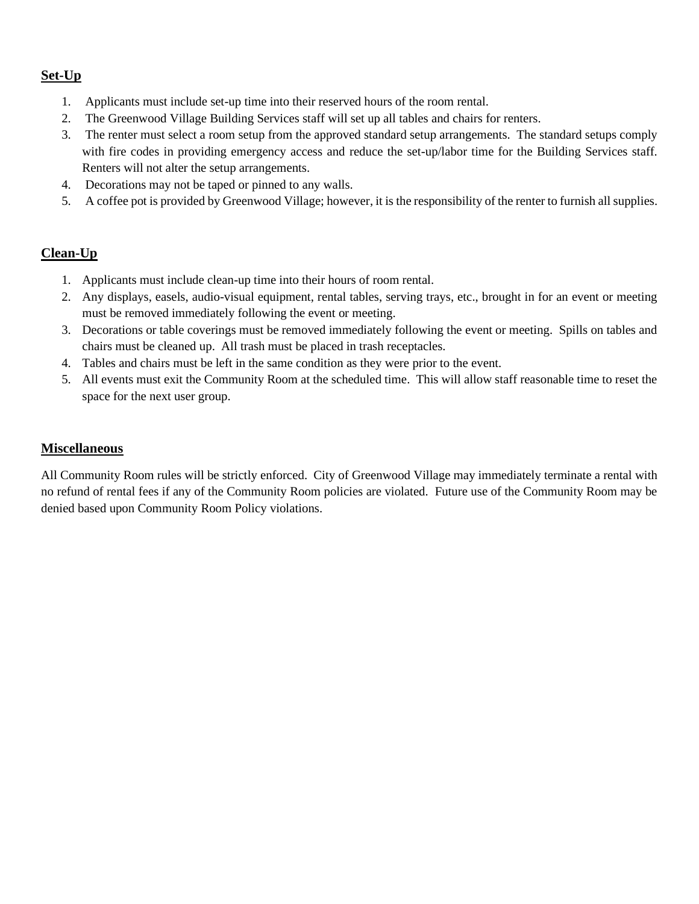## Set-Up

1. Applicants must include set-up time into their reserved hours of the room rental.
2. The Greenwood Village Building Services staff will set up all tables and chairs for renters.
3. The renter must select a room setup from the approved standard setup arrangements. The standard setups comply with fire codes in providing emergency access and reduce the set-up/labor time for the Building Services staff. Renters will not alter the setup arrangements.
4. Decorations may not be taped or pinned to any walls.
5. A coffee pot is provided by Greenwood Village; however, it is the responsibility of the renter to furnish all supplies.

## Clean-Up

1. Applicants must include clean-up time into their hours of room rental.
2. Any displays, easels, audio-visual equipment, rental tables, serving trays, etc., brought in for an event or meeting must be removed immediately following the event or meeting.
3. Decorations or table coverings must be removed immediately following the event or meeting. Spills on tables and chairs must be cleaned up. All trash must be placed in trash receptacles.
4. Tables and chairs must be left in the same condition as they were prior to the event.
5. All events must exit the Community Room at the scheduled time. This will allow staff reasonable time to reset the space for the next user group.

## Miscellaneous

All Community Room rules will be strictly enforced. City of Greenwood Village may immediately terminate a rental with no refund of rental fees if any of the Community Room policies are violated. Future use of the Community Room may be denied based upon Community Room Policy violations.